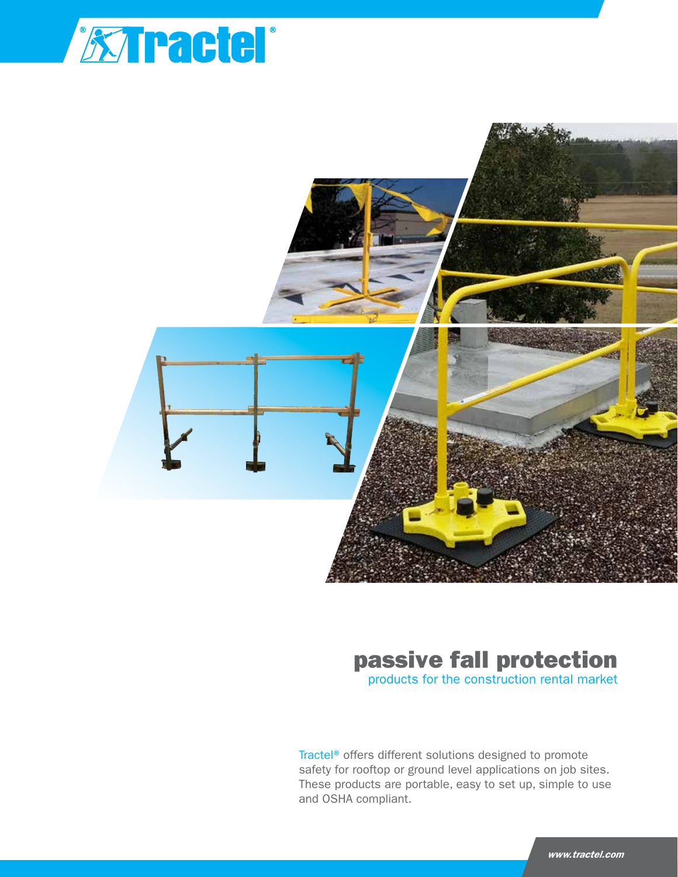# passive fall protection

## products for the construction rental market

Tractel® offers different solutions designed to promote safety for rooftop or ground level applications on job sites. These products are portable, easy to set up, simple to use and OSHA compliant.

*www.tractel.com*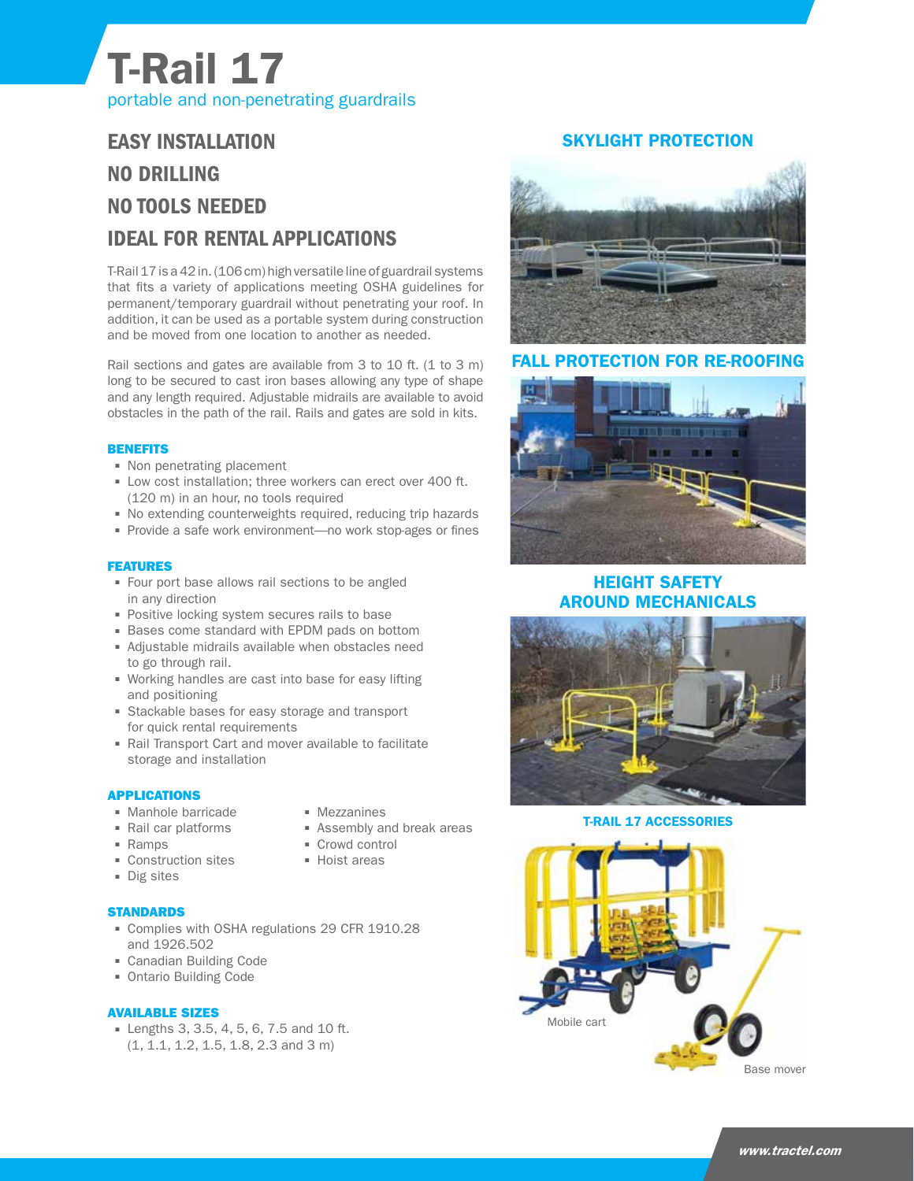# T-Rail 17

portable and non-penetrating guardrails

## EASY INSTALLATION
## NO DRILLING
## NO TOOLS NEEDED
## IDEAL FOR RENTAL APPLICATIONS

T-Rail 17 is a 42 in. (106 cm) high versatile line of guardrail systems that fits a variety of applications meeting OSHA guidelines for permanent/temporary guardrail without penetrating your roof. In addition, it can be used as a portable system during construction and be moved from one location to another as needed.

Rail sections and gates are available from 3 to 10 ft. (1 to 3 m) long to be secured to cast iron bases allowing any type of shape and any length required. Adjustable midrails are available to avoid obstacles in the path of the rail. Rails and gates are sold in kits.

### BENEFITS

- Non penetrating placement
- Low cost installation; three workers can erect over 400 ft. (120 m) in an hour, no tools required
- No extending counterweights required, reducing trip hazards
- Provide a safe work environment—no work stop-ages or fines

### FEATURES

- Four port base allows rail sections to be angled in any direction
- Positive locking system secures rails to base
- Bases come standard with EPDM pads on bottom
- Adjustable midrails available when obstacles need to go through rail.
- Working handles are cast into base for easy lifting and positioning
- Stackable bases for easy storage and transport for quick rental requirements
- Rail Transport Cart and mover available to facilitate storage and installation

### APPLICATIONS

- Manhole barricade
- Rail car platforms
- Ramps
- Construction sites
- Dig sites
- Mezzanines
- Assembly and break areas
- Crowd control
- Hoist areas

### STANDARDS

- Complies with OSHA regulations 29 CFR 1910.28 and 1926.502
- Canadian Building Code
- Ontario Building Code

### AVAILABLE SIZES

- Lengths 3, 3.5, 4, 5, 6, 7.5 and 10 ft. (1, 1.1, 1.2, 1.5, 1.8, 2.3 and 3 m)

### SKYLIGHT PROTECTION

### FALL PROTECTION FOR RE-ROOFING

### HEIGHT SAFETY AROUND MECHANICALS

### T-RAIL 17 ACCESSORIES

Mobile cart

Base mover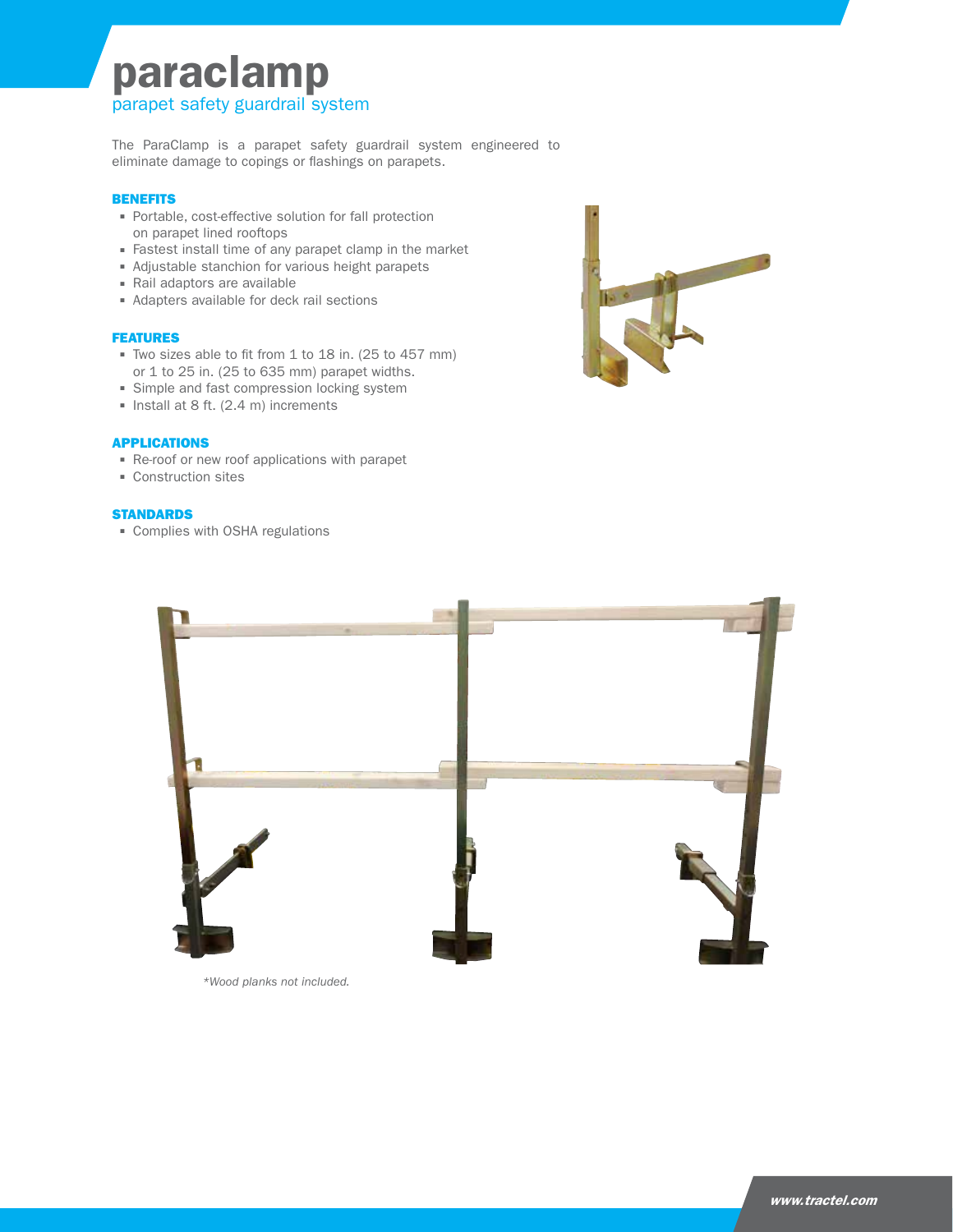# paraclamp

## parapet safety guardrail system

The ParaClamp is a parapet safety guardrail system engineered to eliminate damage to copings or flashings on parapets.

### BENEFITS

- Portable, cost-effective solution for fall protection on parapet lined rooftops
- Fastest install time of any parapet clamp in the market
- Adjustable stanchion for various height parapets
- Rail adaptors are available
- Adapters available for deck rail sections

### FEATURES

- Two sizes able to fit from 1 to 18 in. (25 to 457 mm) or 1 to 25 in. (25 to 635 mm) parapet widths.
- Simple and fast compression locking system
- Install at 8 ft. (2.4 m) increments

### APPLICATIONS

- Re-roof or new roof applications with parapet
- Construction sites

### STANDARDS

- Complies with OSHA regulations

*Wood planks not included.*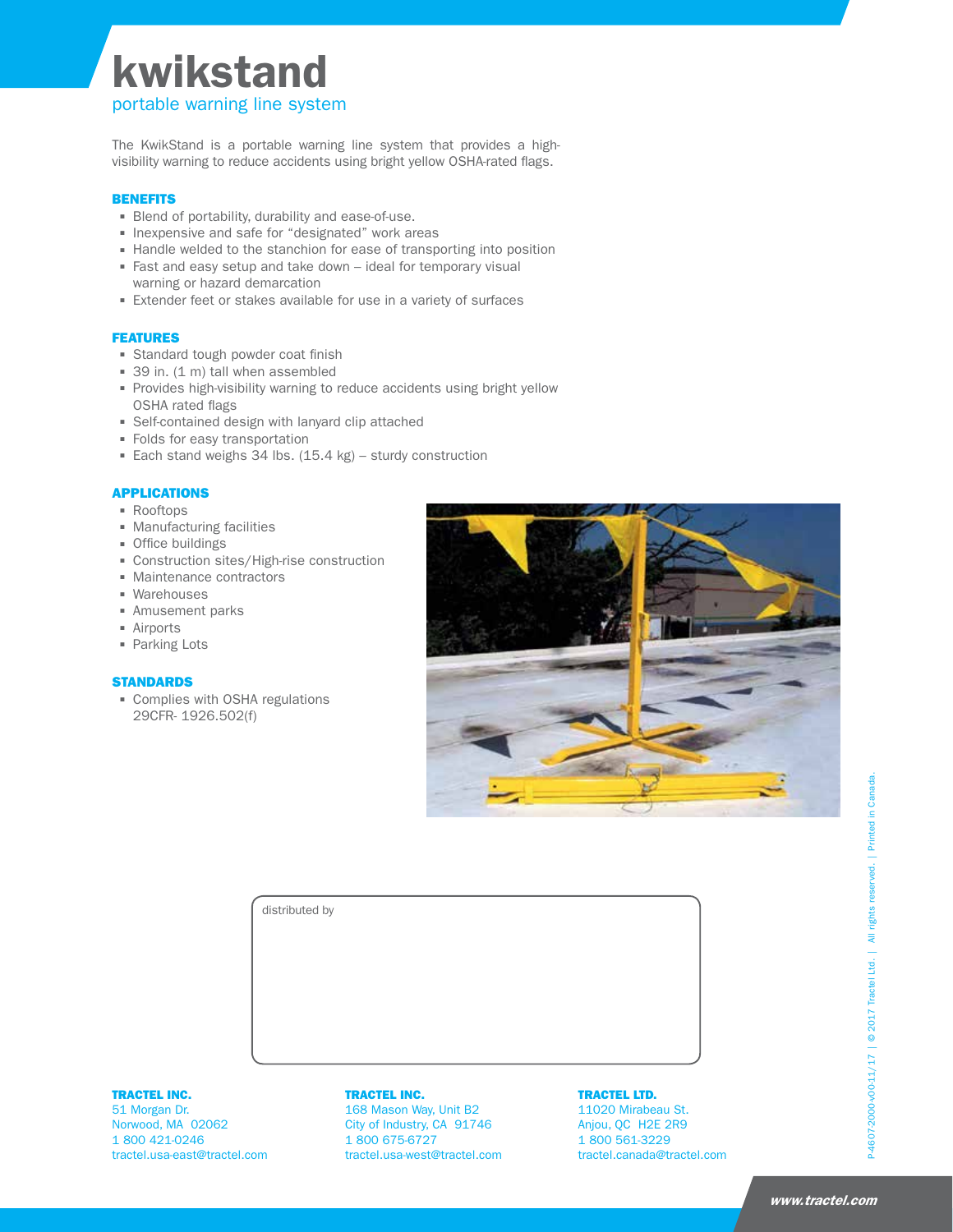# kwikstand

## portable warning line system

The KwikStand is a portable warning line system that provides a high-visibility warning to reduce accidents using bright yellow OSHA-rated flags.

### BENEFITS

- Blend of portability, durability and ease-of-use.
- Inexpensive and safe for “designated” work areas
- Handle welded to the stanchion for ease of transporting into position
- Fast and easy setup and take down – ideal for temporary visual warning or hazard demarcation
- Extender feet or stakes available for use in a variety of surfaces

### FEATURES

- Standard tough powder coat finish
- 39 in. (1 m) tall when assembled
- Provides high-visibility warning to reduce accidents using bright yellow OSHA rated flags
- Self-contained design with lanyard clip attached
- Folds for easy transportation
- Each stand weighs 34 lbs. (15.4 kg) – sturdy construction

### APPLICATIONS

- Rooftops
- Manufacturing facilities
- Office buildings
- Construction sites/High-rise construction
- Maintenance contractors
- Warehouses
- Amusement parks
- Airports
- Parking Lots

### STANDARDS

- Complies with OSHA regulations 29CFR- 1926.502(f)

distributed by

**TRACTEL INC.**
51 Morgan Dr.
Norwood, MA 02062
1 800 421-0246
tractel.usa-east@tractel.com

**TRACTEL INC.**
168 Mason Way, Unit B2
City of Industry, CA 91746
1 800 675-6727
tractel.usa-west@tractel.com

**TRACTEL LTD.**
11020 Mirabeau St.
Anjou, QC H2E 2R9
1 800 561-3229
tractel.canada@tractel.com

P-4607-2000-v00-11/17 | © 2017 Tractel Ltd. | All rights reserved. | Printed in Canada.

***www.tractel.com***